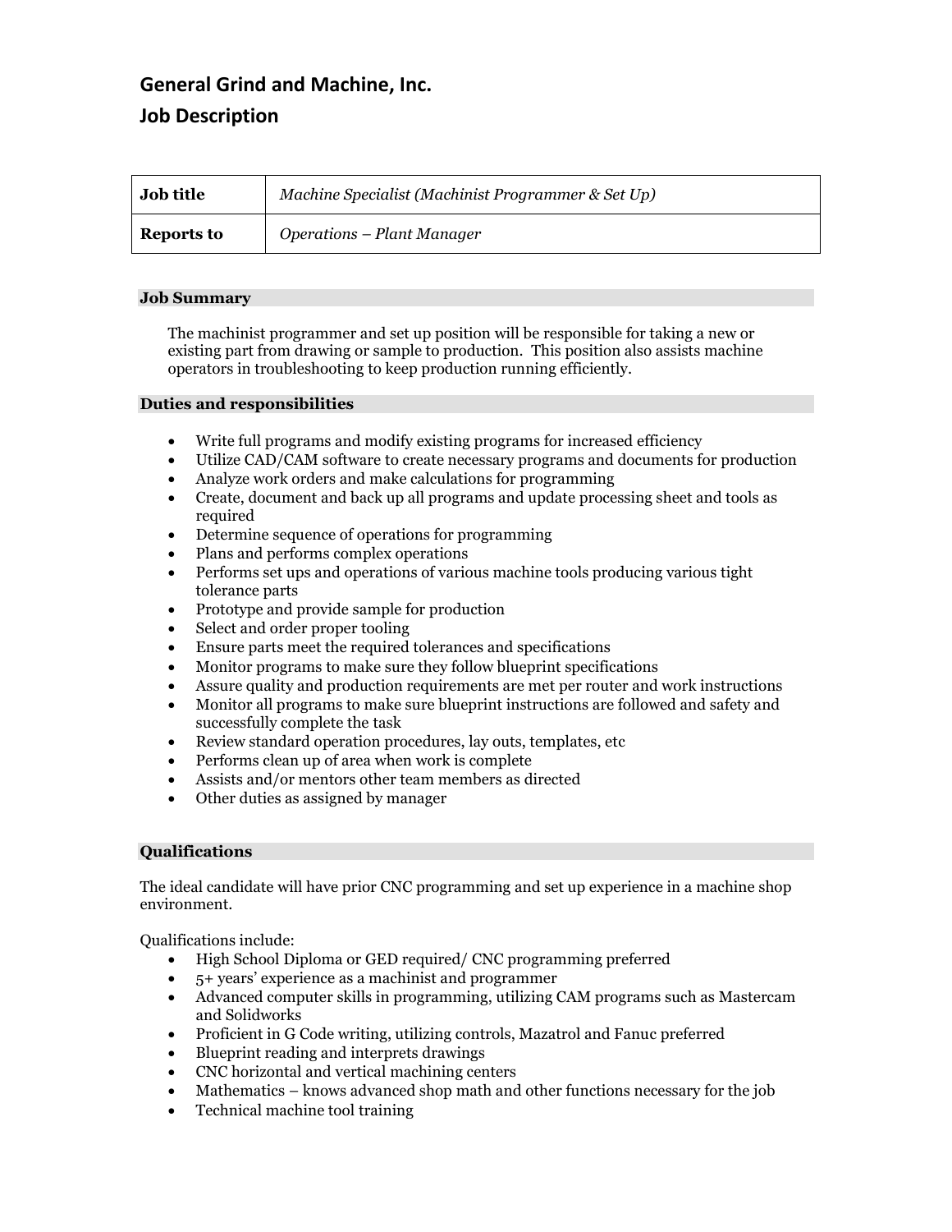# General Grind and Machine, Inc.

## Job Description

| **Job title** | *Machine Specialist (Machinist Programmer & Set Up)* |
| --- | --- |
| **Reports to** | *Operations – Plant Manager* |

### Job Summary

The machinist programmer and set up position will be responsible for taking a new or existing part from drawing or sample to production. This position also assists machine operators in troubleshooting to keep production running efficiently.

### Duties and responsibilities

- Write full programs and modify existing programs for increased efficiency
- Utilize CAD/CAM software to create necessary programs and documents for production
- Analyze work orders and make calculations for programming
- Create, document and back up all programs and update processing sheet and tools as required
- Determine sequence of operations for programming
- Plans and performs complex operations
- Performs set ups and operations of various machine tools producing various tight tolerance parts
- Prototype and provide sample for production
- Select and order proper tooling
- Ensure parts meet the required tolerances and specifications
- Monitor programs to make sure they follow blueprint specifications
- Assure quality and production requirements are met per router and work instructions
- Monitor all programs to make sure blueprint instructions are followed and safety and successfully complete the task
- Review standard operation procedures, lay outs, templates, etc
- Performs clean up of area when work is complete
- Assists and/or mentors other team members as directed
- Other duties as assigned by manager

### Qualifications

The ideal candidate will have prior CNC programming and set up experience in a machine shop environment.

Qualifications include:

- High School Diploma or GED required/ CNC programming preferred
- 5+ years' experience as a machinist and programmer
- Advanced computer skills in programming, utilizing CAM programs such as Mastercam and Solidworks
- Proficient in G Code writing, utilizing controls, Mazatrol and Fanuc preferred
- Blueprint reading and interprets drawings
- CNC horizontal and vertical machining centers
- Mathematics – knows advanced shop math and other functions necessary for the job
- Technical machine tool training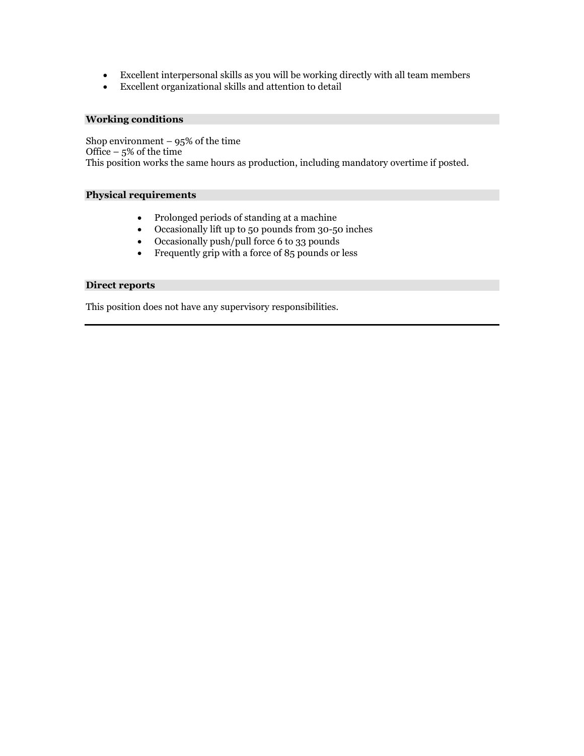- Excellent interpersonal skills as you will be working directly with all team members
- Excellent organizational skills and attention to detail

## Working conditions

Shop environment – 95% of the time
Office – 5% of the time
This position works the same hours as production, including mandatory overtime if posted.

## Physical requirements

- Prolonged periods of standing at a machine
- Occasionally lift up to 50 pounds from 30-50 inches
- Occasionally push/pull force 6 to 33 pounds
- Frequently grip with a force of 85 pounds or less

## Direct reports

This position does not have any supervisory responsibilities.